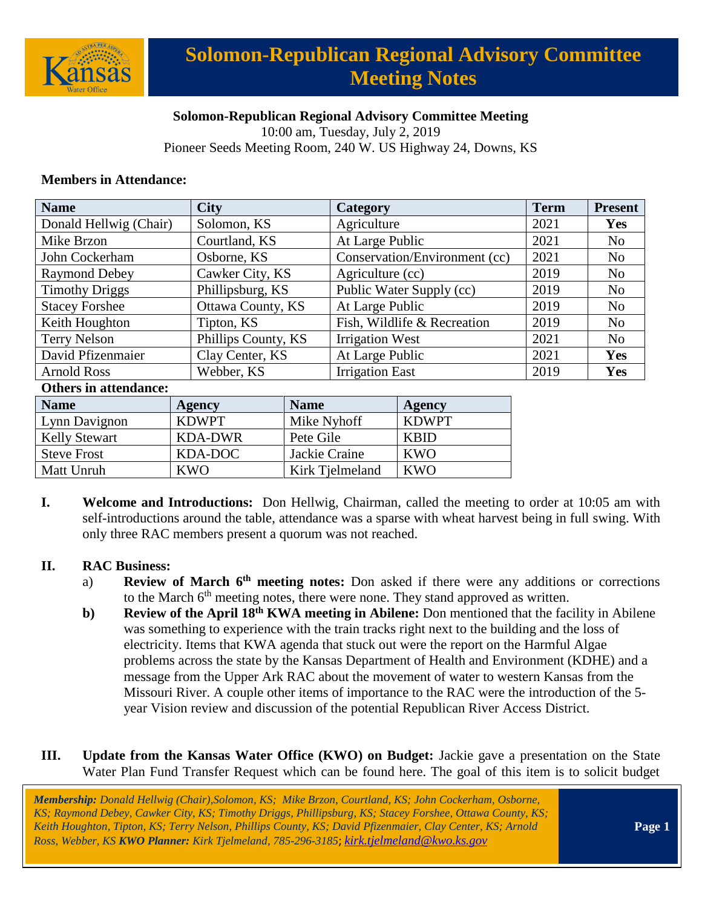# Solomon-Republican Regional Advisory Committee Meeting Notes

**Solomon-Republican Regional Advisory Committee Meeting**
10:00 am, Tuesday, July 2, 2019
Pioneer Seeds Meeting Room, 240 W. US Highway 24, Downs, KS

**Members in Attendance:**

| Name | City | Category | Term | Present |
|---|---|---|---|---|
| Donald Hellwig (Chair) | Solomon, KS | Agriculture | 2021 | **Yes** |
| Mike Brzon | Courtland, KS | At Large Public | 2021 | No |
| John Cockerham | Osborne, KS | Conservation/Environment (cc) | 2021 | No |
| Raymond Debey | Cawker City, KS | Agriculture (cc) | 2019 | No |
| Timothy Driggs | Phillipsburg, KS | Public Water Supply (cc) | 2019 | No |
| Stacey Forshee | Ottawa County, KS | At Large Public | 2019 | No |
| Keith Houghton | Tipton, KS | Fish, Wildlife & Recreation | 2019 | No |
| Terry Nelson | Phillips County, KS | Irrigation West | 2021 | No |
| David Pfizenmaier | Clay Center, KS | At Large Public | 2021 | **Yes** |
| Arnold Ross | Webber, KS | Irrigation East | 2019 | **Yes** |

**Others in attendance:**

| Name | Agency | Name | Agency |
|---|---|---|---|
| Lynn Davignon | KDWPT | Mike Nyhoff | KDWPT |
| Kelly Stewart | KDA-DWR | Pete Gile | KBID |
| Steve Frost | KDA-DOC | Jackie Craine | KWO |
| Matt Unruh | KWO | Kirk Tjelmeland | KWO |

**I. Welcome and Introductions:** Don Hellwig, Chairman, called the meeting to order at 10:05 am with self-introductions around the table, attendance was a sparse with wheat harvest being in full swing. With only three RAC members present a quorum was not reached.

**II. RAC Business:**

a) **Review of March 6th meeting notes:** Don asked if there were any additions or corrections to the March 6th meeting notes, there were none. They stand approved as written.

**b) Review of the April 18th KWA meeting in Abilene:** Don mentioned that the facility in Abilene was something to experience with the train tracks right next to the building and the loss of electricity. Items that KWA agenda that stuck out were the report on the Harmful Algae problems across the state by the Kansas Department of Health and Environment (KDHE) and a message from the Upper Ark RAC about the movement of water to western Kansas from the Missouri River. A couple other items of importance to the RAC were the introduction of the 5-year Vision review and discussion of the potential Republican River Access District.

**III. Update from the Kansas Water Office (KWO) on Budget:** Jackie gave a presentation on the State Water Plan Fund Transfer Request which can be found here. The goal of this item is to solicit budget

*Membership: Donald Hellwig (Chair),Solomon, KS; Mike Brzon, Courtland, KS; John Cockerham, Osborne, KS; Raymond Debey, Cawker City, KS; Timothy Driggs, Phillipsburg, KS; Stacey Forshee, Ottawa County, KS; Keith Houghton, Tipton, KS; Terry Nelson, Phillips County, KS; David Pfizenmaier, Clay Center, KS; Arnold Ross, Webber, KS **KWO Planner:** Kirk Tjelmeland, 785-296-3185; kirk.tjelmeland@kwo.ks.gov*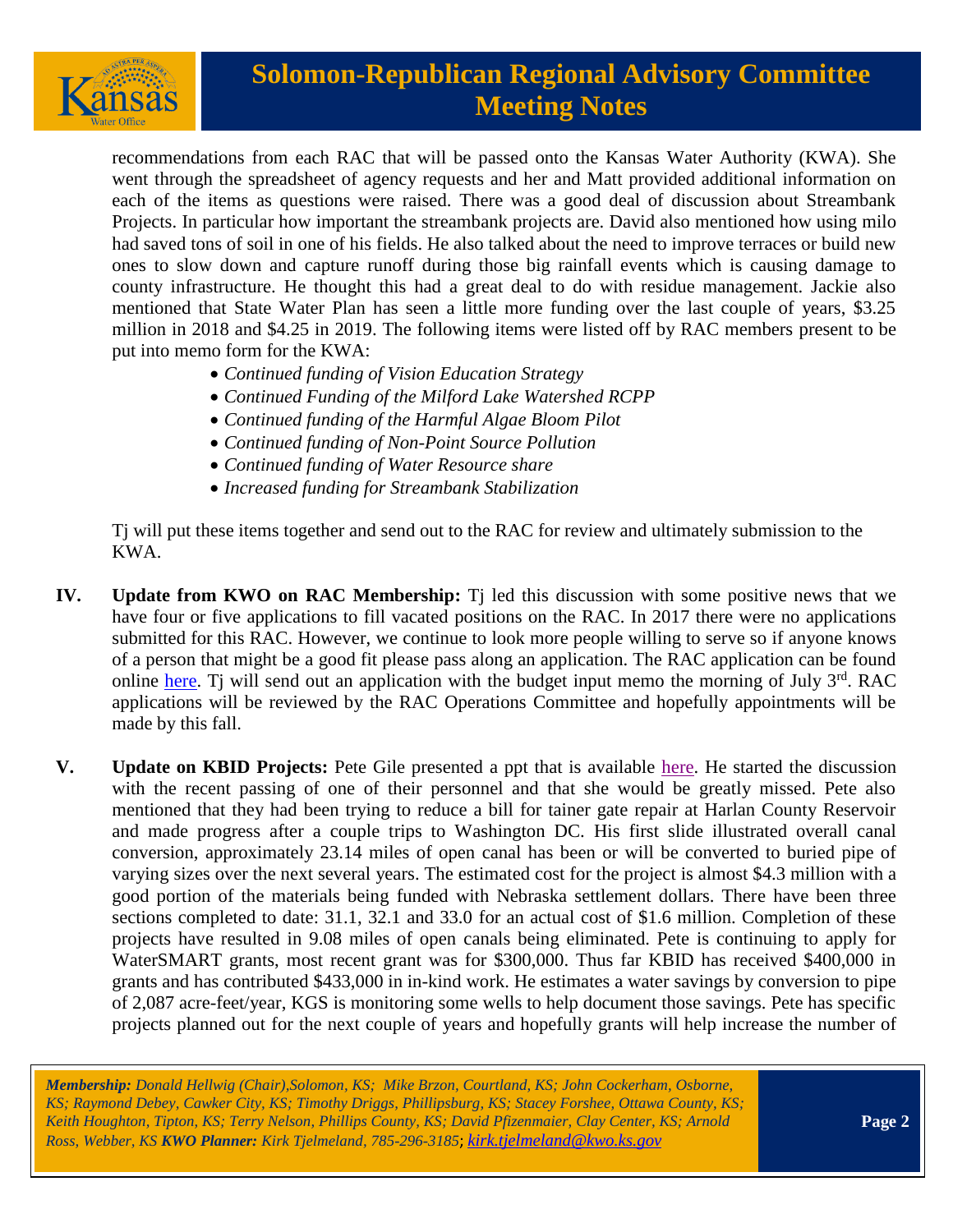recommendations from each RAC that will be passed onto the Kansas Water Authority (KWA). She went through the spreadsheet of agency requests and her and Matt provided additional information on each of the items as questions were raised. There was a good deal of discussion about Streambank Projects. In particular how important the streambank projects are. David also mentioned how using milo had saved tons of soil in one of his fields. He also talked about the need to improve terraces or build new ones to slow down and capture runoff during those big rainfall events which is causing damage to county infrastructure. He thought this had a great deal to do with residue management. Jackie also mentioned that State Water Plan has seen a little more funding over the last couple of years, $3.25 million in 2018 and $4.25 in 2019. The following items were listed off by RAC members present to be put into memo form for the KWA:

- *Continued funding of Vision Education Strategy*
- *Continued Funding of the Milford Lake Watershed RCPP*
- *Continued funding of the Harmful Algae Bloom Pilot*
- *Continued funding of Non-Point Source Pollution*
- *Continued funding of Water Resource share*
- *Increased funding for Streambank Stabilization*

Tj will put these items together and send out to the RAC for review and ultimately submission to the KWA.

**IV. Update from KWO on RAC Membership:** Tj led this discussion with some positive news that we have four or five applications to fill vacated positions on the RAC. In 2017 there were no applications submitted for this RAC. However, we continue to look more people willing to serve so if anyone knows of a person that might be a good fit please pass along an application. The RAC application can be found online here. Tj will send out an application with the budget input memo the morning of July 3rd. RAC applications will be reviewed by the RAC Operations Committee and hopefully appointments will be made by this fall.

**V. Update on KBID Projects:** Pete Gile presented a ppt that is available here. He started the discussion with the recent passing of one of their personnel and that she would be greatly missed. Pete also mentioned that they had been trying to reduce a bill for tainer gate repair at Harlan County Reservoir and made progress after a couple trips to Washington DC. His first slide illustrated overall canal conversion, approximately 23.14 miles of open canal has been or will be converted to buried pipe of varying sizes over the next several years. The estimated cost for the project is almost $4.3 million with a good portion of the materials being funded with Nebraska settlement dollars. There have been three sections completed to date: 31.1, 32.1 and 33.0 for an actual cost of $1.6 million. Completion of these projects have resulted in 9.08 miles of open canals being eliminated. Pete is continuing to apply for WaterSMART grants, most recent grant was for $300,000. Thus far KBID has received $400,000 in grants and has contributed $433,000 in in-kind work. He estimates a water savings by conversion to pipe of 2,087 acre-feet/year, KGS is monitoring some wells to help document those savings. Pete has specific projects planned out for the next couple of years and hopefully grants will help increase the number of

*Membership: Donald Hellwig (Chair), Solomon, KS; Mike Brzon, Courtland, KS; John Cockerham, Osborne, KS; Raymond Debey, Cawker City, KS; Timothy Driggs, Phillipsburg, KS; Stacey Forshee, Ottawa County, KS; Keith Houghton, Tipton, KS; Terry Nelson, Phillips County, KS; David Pfizenmaier, Clay Center, KS; Arnold Ross, Webber, KS* ***KWO Planner:*** *Kirk Tjelmeland, 785-296-3185; kirk.tjelmeland@kwo.ks.gov*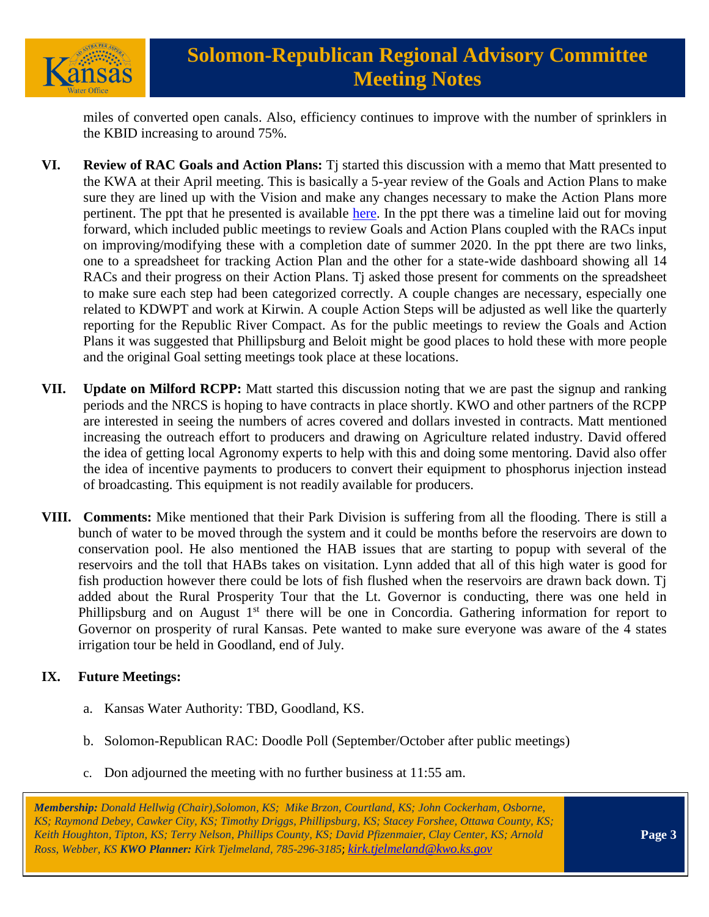miles of converted open canals. Also, efficiency continues to improve with the number of sprinklers in the KBID increasing to around 75%.

**VI. Review of RAC Goals and Action Plans:** Tj started this discussion with a memo that Matt presented to the KWA at their April meeting. This is basically a 5-year review of the Goals and Action Plans to make sure they are lined up with the Vision and make any changes necessary to make the Action Plans more pertinent. The ppt that he presented is available here. In the ppt there was a timeline laid out for moving forward, which included public meetings to review Goals and Action Plans coupled with the RACs input on improving/modifying these with a completion date of summer 2020. In the ppt there are two links, one to a spreadsheet for tracking Action Plan and the other for a state-wide dashboard showing all 14 RACs and their progress on their Action Plans. Tj asked those present for comments on the spreadsheet to make sure each step had been categorized correctly. A couple changes are necessary, especially one related to KDWPT and work at Kirwin. A couple Action Steps will be adjusted as well like the quarterly reporting for the Republic River Compact. As for the public meetings to review the Goals and Action Plans it was suggested that Phillipsburg and Beloit might be good places to hold these with more people and the original Goal setting meetings took place at these locations.

**VII. Update on Milford RCPP:** Matt started this discussion noting that we are past the signup and ranking periods and the NRCS is hoping to have contracts in place shortly. KWO and other partners of the RCPP are interested in seeing the numbers of acres covered and dollars invested in contracts. Matt mentioned increasing the outreach effort to producers and drawing on Agriculture related industry. David offered the idea of getting local Agronomy experts to help with this and doing some mentoring. David also offer the idea of incentive payments to producers to convert their equipment to phosphorus injection instead of broadcasting. This equipment is not readily available for producers.

**VIII. Comments:** Mike mentioned that their Park Division is suffering from all the flooding. There is still a bunch of water to be moved through the system and it could be months before the reservoirs are down to conservation pool. He also mentioned the HAB issues that are starting to popup with several of the reservoirs and the toll that HABs takes on visitation. Lynn added that all of this high water is good for fish production however there could be lots of fish flushed when the reservoirs are drawn back down. Tj added about the Rural Prosperity Tour that the Lt. Governor is conducting, there was one held in Phillipsburg and on August 1st there will be one in Concordia. Gathering information for report to Governor on prosperity of rural Kansas. Pete wanted to make sure everyone was aware of the 4 states irrigation tour be held in Goodland, end of July.

**IX. Future Meetings:**

a. Kansas Water Authority: TBD, Goodland, KS.

b. Solomon-Republican RAC: Doodle Poll (September/October after public meetings)

c. Don adjourned the meeting with no further business at 11:55 am.

*Membership: Donald Hellwig (Chair),Solomon, KS; Mike Brzon, Courtland, KS; John Cockerham, Osborne, KS; Raymond Debey, Cawker City, KS; Timothy Driggs, Phillipsburg, KS; Stacey Forshee, Ottawa County, KS; Keith Houghton, Tipton, KS; Terry Nelson, Phillips County, KS; David Pfizenmaier, Clay Center, KS; Arnold Ross, Webber, KS* ***KWO Planner:*** *Kirk Tjelmeland, 785-296-3185; kirk.tjelmeland@kwo.ks.gov*